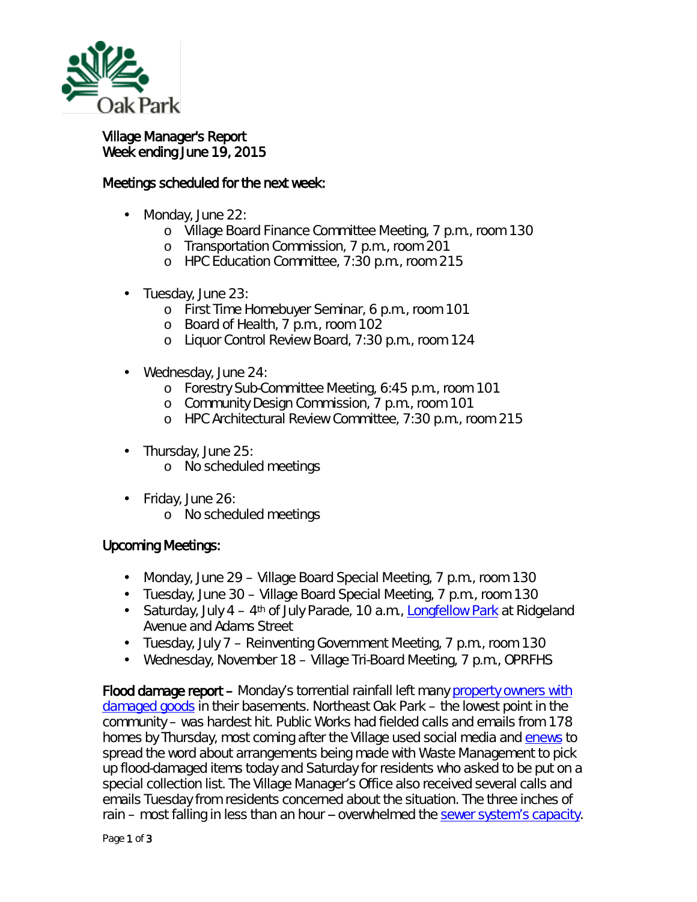Village Manager's Report
Week ending June 19, 2015

## Meetings scheduled for the next week:

- Monday, June 22:
  - Village Board Finance Committee Meeting, 7 p.m., room 130
  - Transportation Commission, 7 p.m., room 201
  - HPC Education Committee, 7:30 p.m., room 215
- Tuesday, June 23:
  - First Time Homebuyer Seminar, 6 p.m., room 101
  - Board of Health, 7 p.m., room 102
  - Liquor Control Review Board, 7:30 p.m., room 124
- Wednesday, June 24:
  - Forestry Sub-Committee Meeting, 6:45 p.m., room 101
  - Community Design Commission, 7 p.m., room 101
  - HPC Architectural Review Committee, 7:30 p.m., room 215
- Thursday, June 25:
  - No scheduled meetings
- Friday, June 26:
  - No scheduled meetings

## Upcoming Meetings:

- Monday, June 29 – Village Board Special Meeting, 7 p.m., room 130
- Tuesday, June 30 – Village Board Special Meeting, 7 p.m., room 130
- Saturday, July 4 – 4th of July Parade, 10 a.m., Longfellow Park at Ridgeland Avenue and Adams Street
- Tuesday, July 7 – Reinventing Government Meeting, 7 p.m., room 130
- Wednesday, November 18 – Village Tri-Board Meeting, 7 p.m., OPRFHS

**Flood damage report –** Monday's torrential rainfall left many property owners with damaged goods in their basements. Northeast Oak Park – the lowest point in the community – was hardest hit. Public Works had fielded calls and emails from 178 homes by Thursday, most coming after the Village used social media and enews to spread the word about arrangements being made with Waste Management to pick up flood-damaged items today and Saturday for residents who asked to be put on a special collection list. The Village Manager's Office also received several calls and emails Tuesday from residents concerned about the situation. The three inches of rain – most falling in less than an hour – overwhelmed the sewer system's capacity.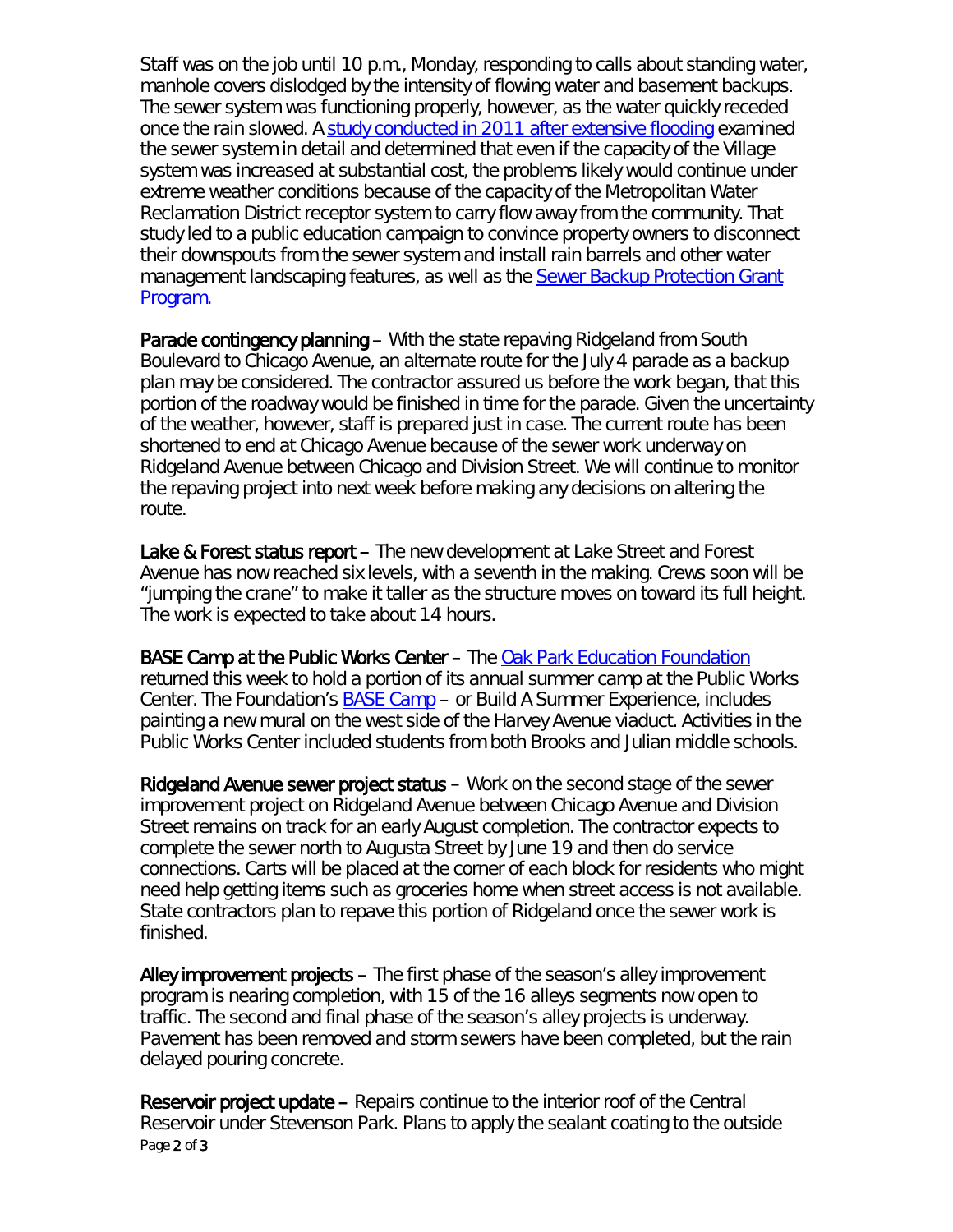Staff was on the job until 10 p.m., Monday, responding to calls about standing water, manhole covers dislodged by the intensity of flowing water and basement backups. The sewer system was functioning properly, however, as the water quickly receded once the rain slowed. A study conducted in 2011 after extensive flooding examined the sewer system in detail and determined that even if the capacity of the Village system was increased at substantial cost, the problems likely would continue under extreme weather conditions because of the capacity of the Metropolitan Water Reclamation District receptor system to carry flow away from the community. That study led to a public education campaign to convince property owners to disconnect their downspouts from the sewer system and install rain barrels and other water management landscaping features, as well as the Sewer Backup Protection Grant Program.

**Parade contingency planning** – With the state repaving Ridgeland from South Boulevard to Chicago Avenue, an alternate route for the July 4 parade as a backup plan may be considered. The contractor assured us before the work began, that this portion of the roadway would be finished in time for the parade. Given the uncertainty of the weather, however, staff is prepared just in case. The current route has been shortened to end at Chicago Avenue because of the sewer work underway on Ridgeland Avenue between Chicago and Division Street. We will continue to monitor the repaving project into next week before making any decisions on altering the route.

**Lake & Forest status report** – The new development at Lake Street and Forest Avenue has now reached six levels, with a seventh in the making. Crews soon will be "jumping the crane" to make it taller as the structure moves on toward its full height. The work is expected to take about 14 hours.

**BASE Camp at the Public Works Center** – The Oak Park Education Foundation returned this week to hold a portion of its annual summer camp at the Public Works Center. The Foundation's BASE Camp – or Build A Summer Experience, includes painting a new mural on the west side of the Harvey Avenue viaduct. Activities in the Public Works Center included students from both Brooks and Julian middle schools.

**Ridgeland Avenue sewer project status** – Work on the second stage of the sewer improvement project on Ridgeland Avenue between Chicago Avenue and Division Street remains on track for an early August completion. The contractor expects to complete the sewer north to Augusta Street by June 19 and then do service connections. Carts will be placed at the corner of each block for residents who might need help getting items such as groceries home when street access is not available. State contractors plan to repave this portion of Ridgeland once the sewer work is finished.

**Alley improvement projects** – The first phase of the season's alley improvement program is nearing completion, with 15 of the 16 alleys segments now open to traffic. The second and final phase of the season's alley projects is underway. Pavement has been removed and storm sewers have been completed, but the rain delayed pouring concrete.

**Reservoir project update** – Repairs continue to the interior roof of the Central Reservoir under Stevenson Park. Plans to apply the sealant coating to the outside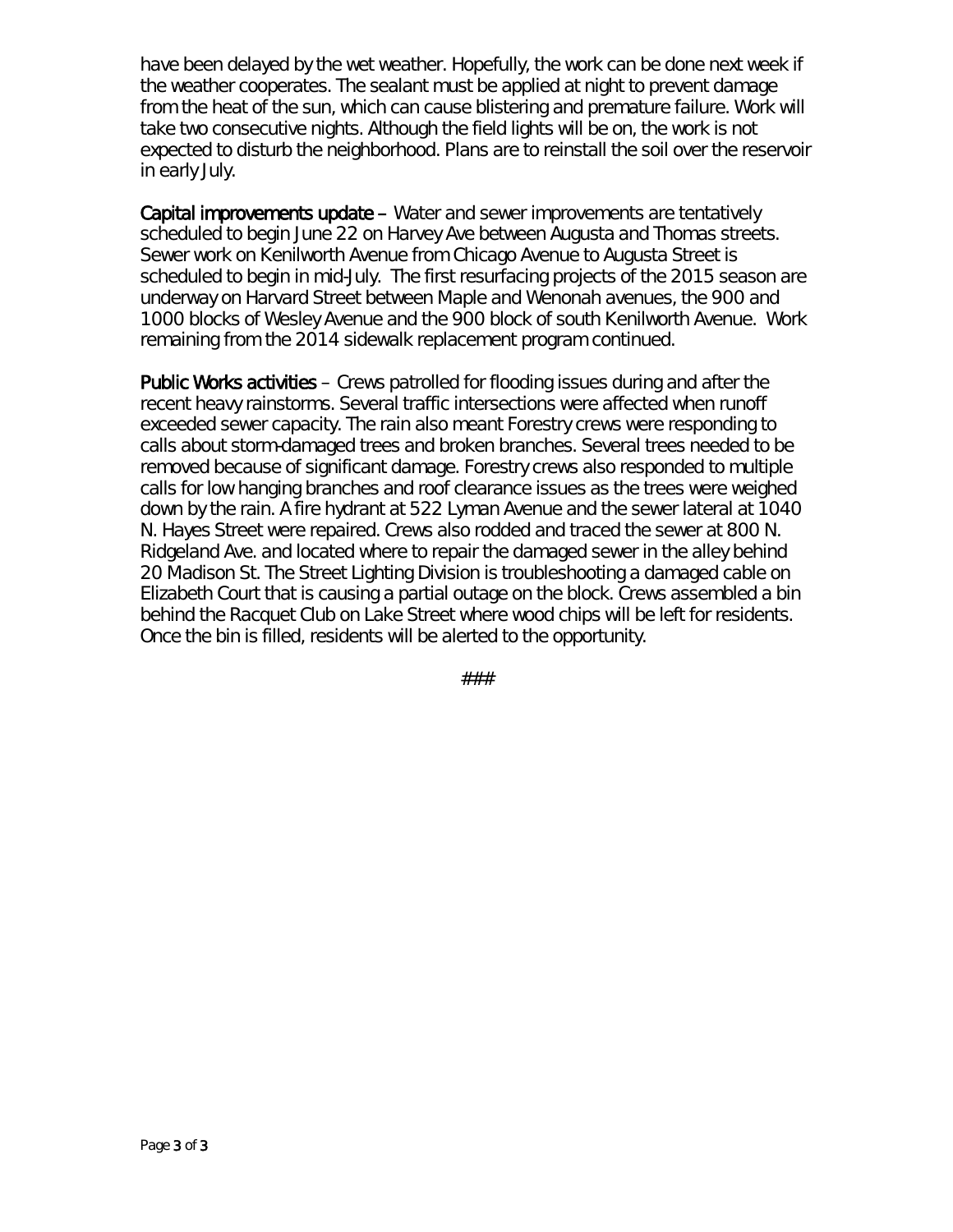have been delayed by the wet weather. Hopefully, the work can be done next week if the weather cooperates. The sealant must be applied at night to prevent damage from the heat of the sun, which can cause blistering and premature failure. Work will take two consecutive nights. Although the field lights will be on, the work is not expected to disturb the neighborhood. Plans are to reinstall the soil over the reservoir in early July.

**Capital improvements update** – Water and sewer improvements are tentatively scheduled to begin June 22 on Harvey Ave between Augusta and Thomas streets. Sewer work on Kenilworth Avenue from Chicago Avenue to Augusta Street is scheduled to begin in mid-July. The first resurfacing projects of the 2015 season are underway on Harvard Street between Maple and Wenonah avenues, the 900 and 1000 blocks of Wesley Avenue and the 900 block of south Kenilworth Avenue. Work remaining from the 2014 sidewalk replacement program continued.

**Public Works activities** – Crews patrolled for flooding issues during and after the recent heavy rainstorms. Several traffic intersections were affected when runoff exceeded sewer capacity. The rain also meant Forestry crews were responding to calls about storm-damaged trees and broken branches. Several trees needed to be removed because of significant damage. Forestry crews also responded to multiple calls for low hanging branches and roof clearance issues as the trees were weighed down by the rain. A fire hydrant at 522 Lyman Avenue and the sewer lateral at 1040 N. Hayes Street were repaired. Crews also rodded and traced the sewer at 800 N. Ridgeland Ave. and located where to repair the damaged sewer in the alley behind 20 Madison St. The Street Lighting Division is troubleshooting a damaged cable on Elizabeth Court that is causing a partial outage on the block. Crews assembled a bin behind the Racquet Club on Lake Street where wood chips will be left for residents. Once the bin is filled, residents will be alerted to the opportunity.

###